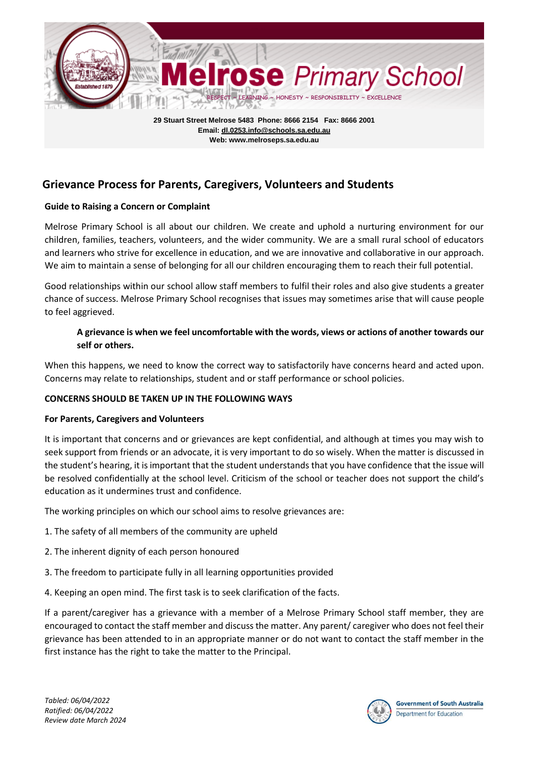# Melrose Primary School

RESPECT ~ LEARNING ~ HONESTY ~ RESPONSIBILITY ~ EXCELLENCE

**29 Stuart Street Melrose 5483 Phone: 8666 2154 Fax: 8666 2001**
**Email: dl.0253.info@schools.sa.edu.au**
**Web: www.melroseps.sa.edu.au**

## Grievance Process for Parents, Caregivers, Volunteers and Students

### Guide to Raising a Concern or Complaint

Melrose Primary School is all about our children. We create and uphold a nurturing environment for our children, families, teachers, volunteers, and the wider community. We are a small rural school of educators and learners who strive for excellence in education, and we are innovative and collaborative in our approach. We aim to maintain a sense of belonging for all our children encouraging them to reach their full potential.

Good relationships within our school allow staff members to fulfil their roles and also give students a greater chance of success. Melrose Primary School recognises that issues may sometimes arise that will cause people to feel aggrieved.

> **A grievance is when we feel uncomfortable with the words, views or actions of another towards our self or others.**

When this happens, we need to know the correct way to satisfactorily have concerns heard and acted upon. Concerns may relate to relationships, student and or staff performance or school policies.

### CONCERNS SHOULD BE TAKEN UP IN THE FOLLOWING WAYS

### For Parents, Caregivers and Volunteers

It is important that concerns and or grievances are kept confidential, and although at times you may wish to seek support from friends or an advocate, it is very important to do so wisely. When the matter is discussed in the student's hearing, it is important that the student understands that you have confidence that the issue will be resolved confidentially at the school level. Criticism of the school or teacher does not support the child's education as it undermines trust and confidence.

The working principles on which our school aims to resolve grievances are:

1. The safety of all members of the community are upheld
2. The inherent dignity of each person honoured
3. The freedom to participate fully in all learning opportunities provided
4. Keeping an open mind. The first task is to seek clarification of the facts.

If a parent/caregiver has a grievance with a member of a Melrose Primary School staff member, they are encouraged to contact the staff member and discuss the matter. Any parent/ caregiver who does not feel their grievance has been attended to in an appropriate manner or do not want to contact the staff member in the first instance has the right to take the matter to the Principal.

*Tabled: 06/04/2022*
*Ratified: 06/04/2022*
*Review date March 2024*

Government of South Australia
Department for Education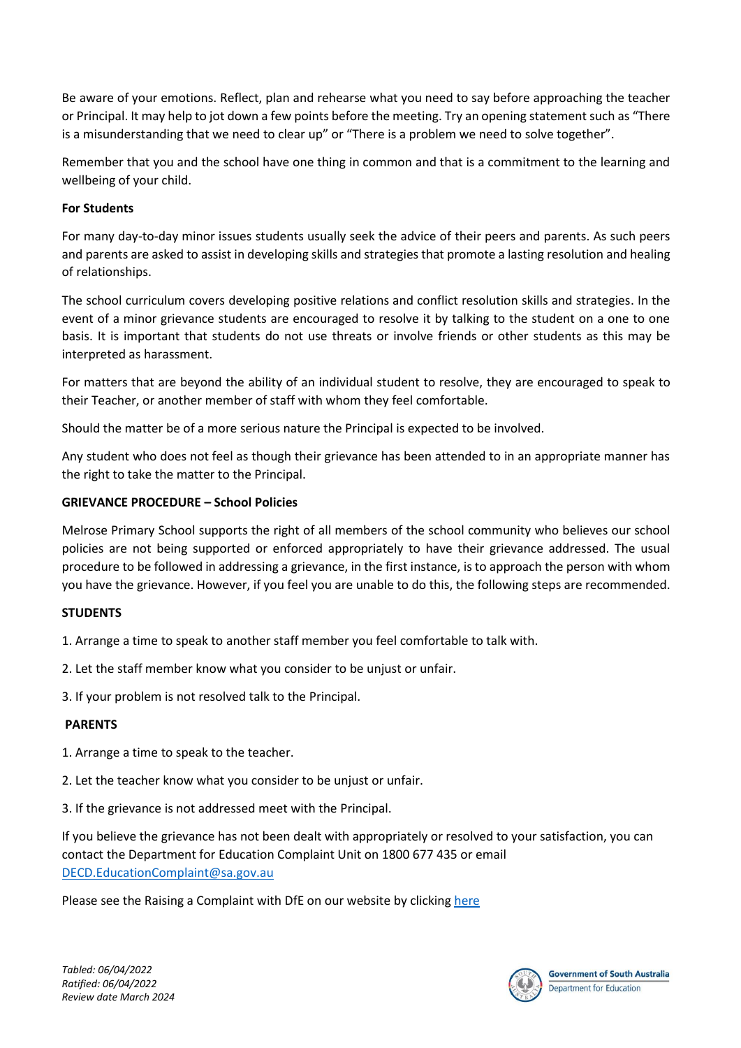Be aware of your emotions. Reflect, plan and rehearse what you need to say before approaching the teacher or Principal. It may help to jot down a few points before the meeting. Try an opening statement such as "There is a misunderstanding that we need to clear up" or "There is a problem we need to solve together".

Remember that you and the school have one thing in common and that is a commitment to the learning and wellbeing of your child.

**For Students**

For many day-to-day minor issues students usually seek the advice of their peers and parents. As such peers and parents are asked to assist in developing skills and strategies that promote a lasting resolution and healing of relationships.

The school curriculum covers developing positive relations and conflict resolution skills and strategies. In the event of a minor grievance students are encouraged to resolve it by talking to the student on a one to one basis. It is important that students do not use threats or involve friends or other students as this may be interpreted as harassment.

For matters that are beyond the ability of an individual student to resolve, they are encouraged to speak to their Teacher, or another member of staff with whom they feel comfortable.

Should the matter be of a more serious nature the Principal is expected to be involved.

Any student who does not feel as though their grievance has been attended to in an appropriate manner has the right to take the matter to the Principal.

**GRIEVANCE PROCEDURE – School Policies**

Melrose Primary School supports the right of all members of the school community who believes our school policies are not being supported or enforced appropriately to have their grievance addressed. The usual procedure to be followed in addressing a grievance, in the first instance, is to approach the person with whom you have the grievance. However, if you feel you are unable to do this, the following steps are recommended.

**STUDENTS**

1. Arrange a time to speak to another staff member you feel comfortable to talk with.

2. Let the staff member know what you consider to be unjust or unfair.

3. If your problem is not resolved talk to the Principal.

**PARENTS**

1. Arrange a time to speak to the teacher.

2. Let the teacher know what you consider to be unjust or unfair.

3. If the grievance is not addressed meet with the Principal.

If you believe the grievance has not been dealt with appropriately or resolved to your satisfaction, you can contact the Department for Education Complaint Unit on 1800 677 435 or email [DECD.EducationComplaint@sa.gov.au](mailto:DECD.EducationComplaint@sa.gov.au)

Please see the Raising a Complaint with DfE on our website by clicking here

*Tabled: 06/04/2022*
*Ratified: 06/04/2022*
*Review date March 2024*